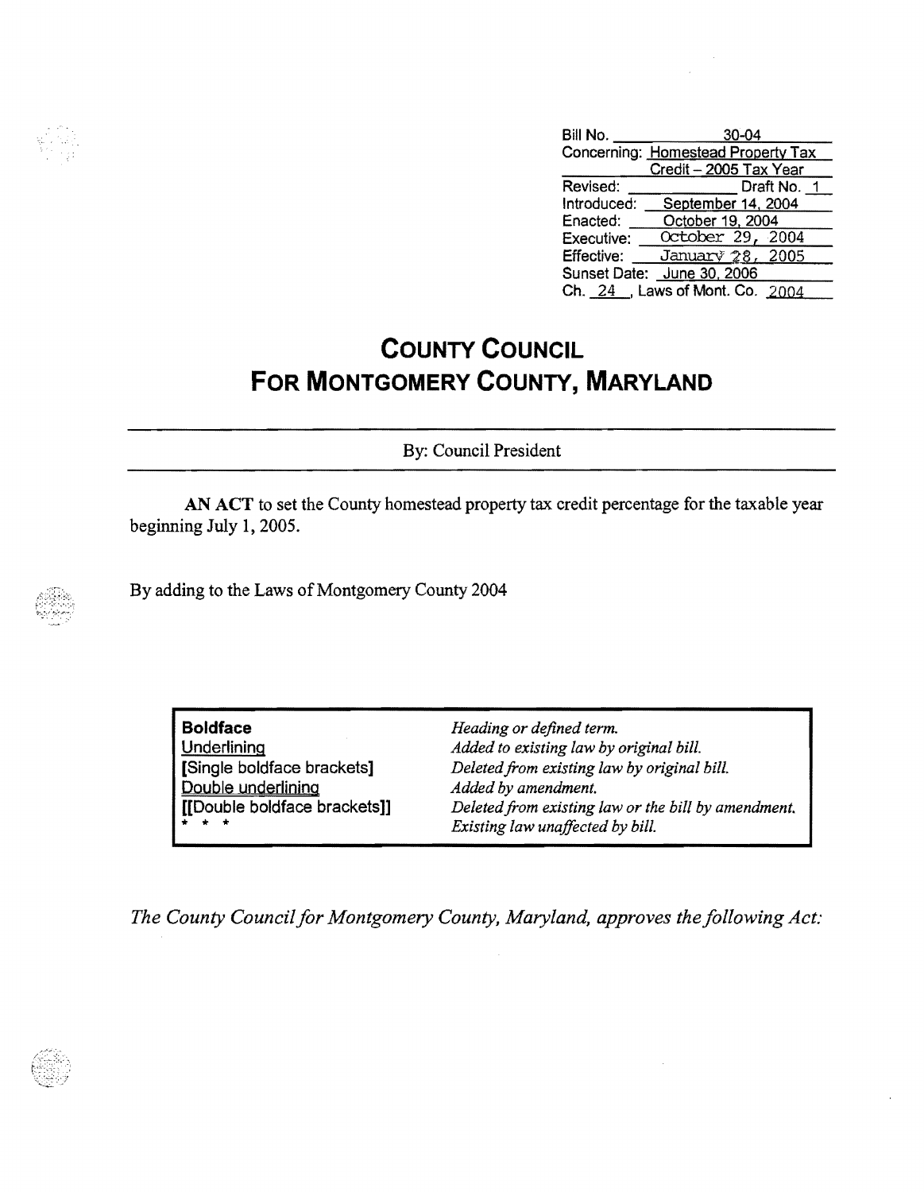| | |
|---|---|
| Bill No. | 30-04 |
| Concerning: | Homestead Property Tax Credit – 2005 Tax Year |
| Revised: | Draft No. 1 |
| Introduced: | September 14, 2004 |
| Enacted: | October 19, 2004 |
| Executive: | October 29, 2004 |
| Effective: | January 28, 2005 |
| Sunset Date: | June 30, 2006 |
| Ch. 24, | Laws of Mont. Co. 2004 |

# COUNTY COUNCIL FOR MONTGOMERY COUNTY, MARYLAND

By: Council President

**AN ACT** to set the County homestead property tax credit percentage for the taxable year beginning July 1, 2005.

By adding to the Laws of Montgomery County 2004

| | |
|---|---|
| **Boldface** | *Heading or defined term.* |
| Underlining | *Added to existing law by original bill.* |
| [Single boldface brackets] | *Deleted from existing law by original bill.* |
| Double underlining | *Added by amendment.* |
| [[Double boldface brackets]] | *Deleted from existing law or the bill by amendment.* |
| * * * | *Existing law unaffected by bill.* |

*The County Council for Montgomery County, Maryland, approves the following Act:*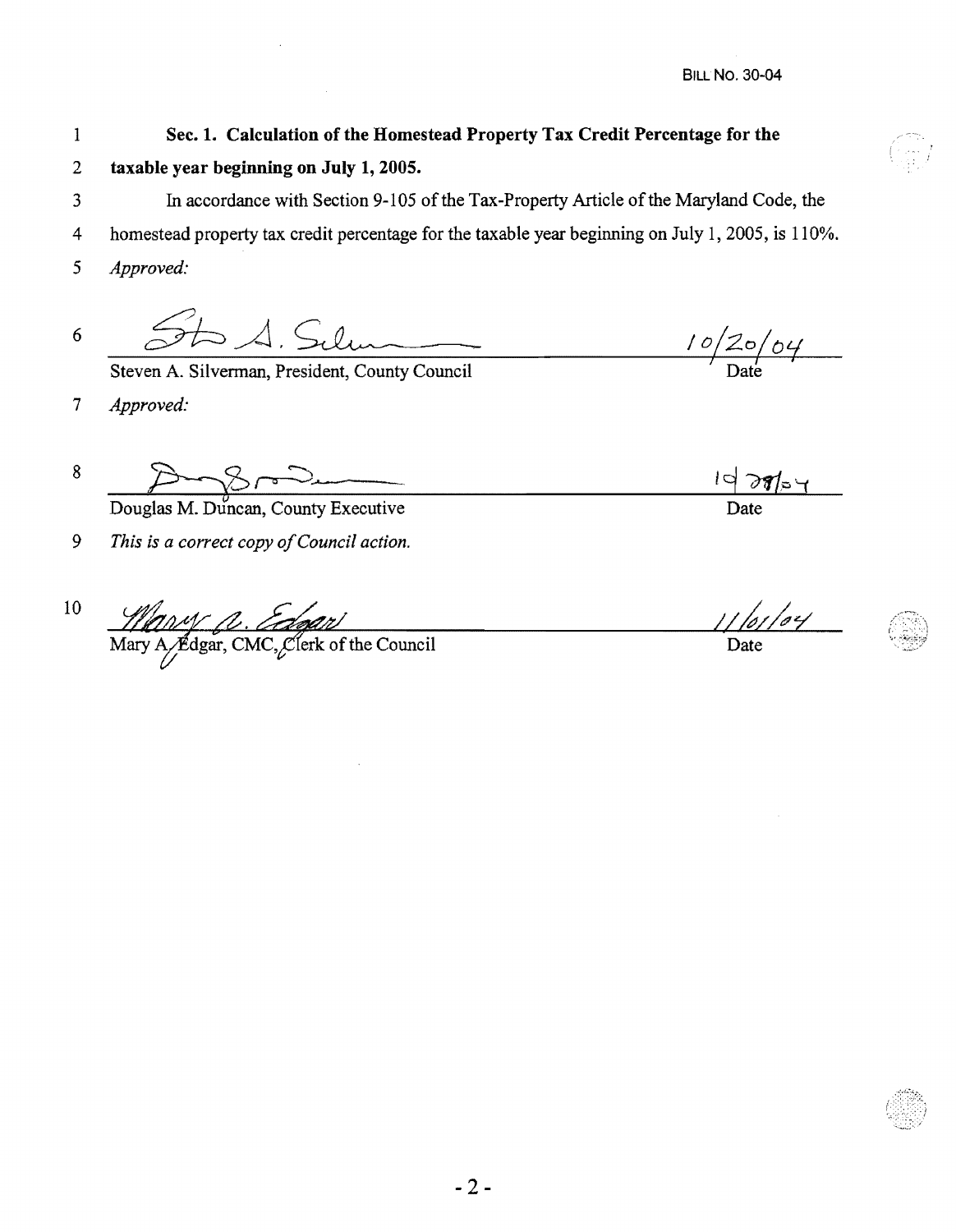**Sec. 1. Calculation of the Homestead Property Tax Credit Percentage for the taxable year beginning on July 1, 2005.**

In accordance with Section 9-105 of the Tax-Property Article of the Maryland Code, the homestead property tax credit percentage for the taxable year beginning on July 1, 2005, is 110%.

*Approved:*

Steven A. Silverman, President, County Council — Date: 10/20/04

*Approved:*

Douglas M. Duncan, County Executive — Date: 10/28/04

*This is a correct copy of Council action.*

Mary A. Edgar, CMC, Clerk of the Council — Date: 11/01/04